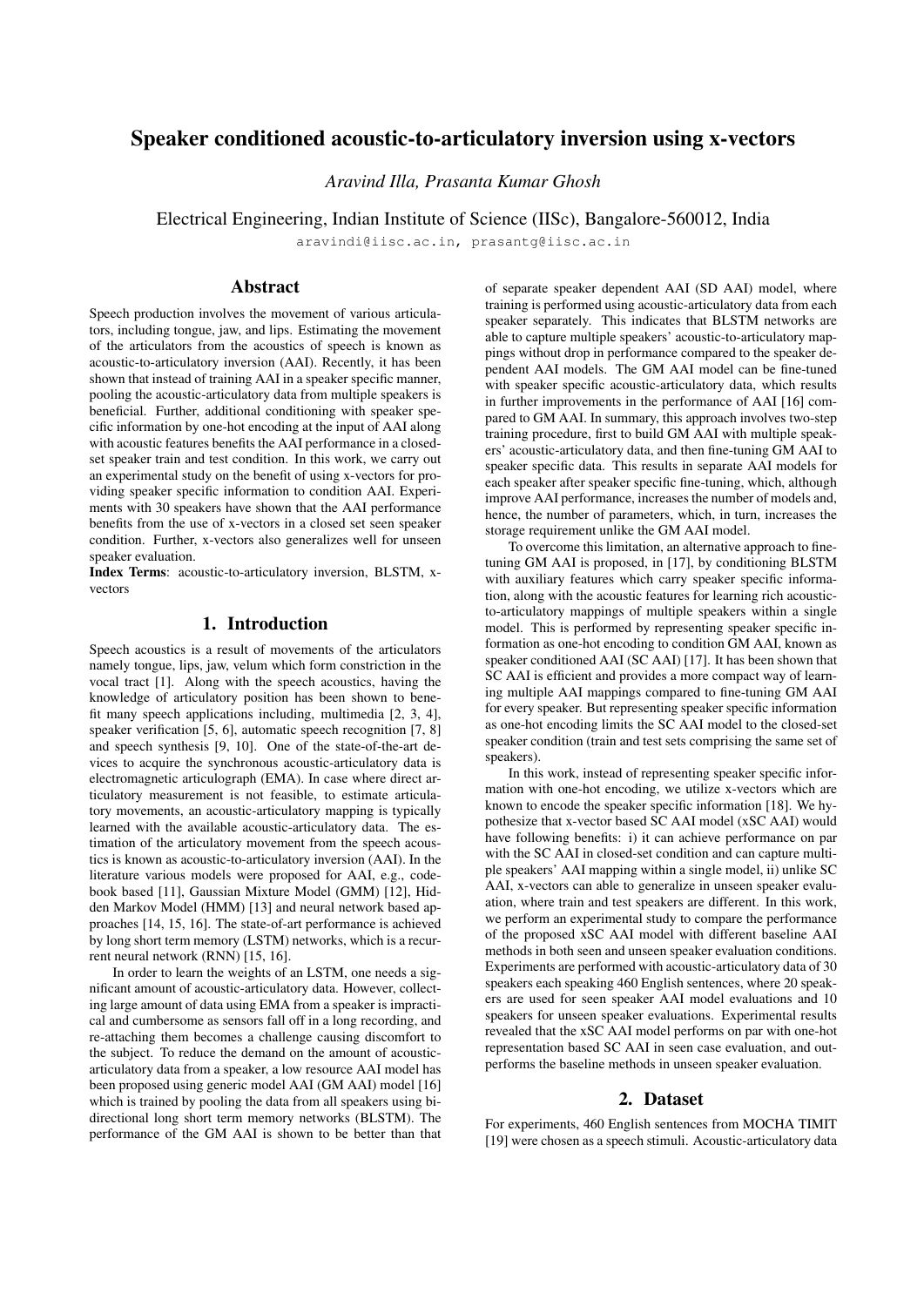# Speaker conditioned acoustic-to-articulatory inversion using x-vectors

*Aravind Illa, Prasanta Kumar Ghosh*

Electrical Engineering, Indian Institute of Science (IISc), Bangalore-560012, India

aravindi@iisc.ac.in, prasantg@iisc.ac.in

## Abstract

Speech production involves the movement of various articulators, including tongue, jaw, and lips. Estimating the movement of the articulators from the acoustics of speech is known as acoustic-to-articulatory inversion (AAI). Recently, it has been shown that instead of training AAI in a speaker specific manner, pooling the acoustic-articulatory data from multiple speakers is beneficial. Further, additional conditioning with speaker specific information by one-hot encoding at the input of AAI along with acoustic features benefits the AAI performance in a closed-set speaker train and test condition. In this work, we carry out an experimental study on the benefit of using x-vectors for providing speaker specific information to condition AAI. Experiments with 30 speakers have shown that the AAI performance benefits from the use of x-vectors in a closed set seen speaker condition. Further, x-vectors also generalizes well for unseen speaker evaluation.

**Index Terms**: acoustic-to-articulatory inversion, BLSTM, x-vectors

## 1. Introduction

Speech acoustics is a result of movements of the articulators namely tongue, lips, jaw, velum which form constriction in the vocal tract [1]. Along with the speech acoustics, having the knowledge of articulatory position has been shown to benefit many speech applications including, multimedia [2, 3, 4], speaker verification [5, 6], automatic speech recognition [7, 8] and speech synthesis [9, 10]. One of the state-of-the-art devices to acquire the synchronous acoustic-articulatory data is electromagnetic articulograph (EMA). In case where direct articulatory measurement is not feasible, to estimate articulatory movements, an acoustic-articulatory mapping is typically learned with the available acoustic-articulatory data. The estimation of the articulatory movement from the speech acoustics is known as acoustic-to-articulatory inversion (AAI). In the literature various models were proposed for AAI, e.g., codebook based [11], Gaussian Mixture Model (GMM) [12], Hidden Markov Model (HMM) [13] and neural network based approaches [14, 15, 16]. The state-of-art performance is achieved by long short term memory (LSTM) networks, which is a recurrent neural network (RNN) [15, 16].

In order to learn the weights of an LSTM, one needs a significant amount of acoustic-articulatory data. However, collecting large amount of data using EMA from a speaker is impractical and cumbersome as sensors fall off in a long recording, and re-attaching them becomes a challenge causing discomfort to the subject. To reduce the demand on the amount of acoustic-articulatory data from a speaker, a low resource AAI model has been proposed using generic model AAI (GM AAI) model [16] which is trained by pooling the data from all speakers using bi-directional long short term memory networks (BLSTM). The performance of the GM AAI is shown to be better than that of separate speaker dependent AAI (SD AAI) model, where training is performed using acoustic-articulatory data from each speaker separately. This indicates that BLSTM networks are able to capture multiple speakers' acoustic-to-articulatory mappings without drop in performance compared to the speaker dependent AAI models. The GM AAI model can be fine-tuned with speaker specific acoustic-articulatory data, which results in further improvements in the performance of AAI [16] compared to GM AAI. In summary, this approach involves two-step training procedure, first to build GM AAI with multiple speakers' acoustic-articulatory data, and then fine-tuning GM AAI to speaker specific data. This results in separate AAI models for each speaker after speaker specific fine-tuning, which, although improve AAI performance, increases the number of models and, hence, the number of parameters, which, in turn, increases the storage requirement unlike the GM AAI model.

To overcome this limitation, an alternative approach to fine-tuning GM AAI is proposed, in [17], by conditioning BLSTM with auxiliary features which carry speaker specific information, along with the acoustic features for learning rich acoustic-to-articulatory mappings of multiple speakers within a single model. This is performed by representing speaker specific information as one-hot encoding to condition GM AAI, known as speaker conditioned AAI (SC AAI) [17]. It has been shown that SC AAI is efficient and provides a more compact way of learning multiple AAI mappings compared to fine-tuning GM AAI for every speaker. But representing speaker specific information as one-hot encoding limits the SC AAI model to the closed-set speaker condition (train and test sets comprising the same set of speakers).

In this work, instead of representing speaker specific information with one-hot encoding, we utilize x-vectors which are known to encode the speaker specific information [18]. We hypothesize that x-vector based SC AAI model (xSC AAI) would have following benefits: i) it can achieve performance on par with the SC AAI in closed-set condition and can capture multiple speakers' AAI mapping within a single model, ii) unlike SC AAI, x-vectors can able to generalize in unseen speaker evaluation, where train and test speakers are different. In this work, we perform an experimental study to compare the performance of the proposed xSC AAI model with different baseline AAI methods in both seen and unseen speaker evaluation conditions. Experiments are performed with acoustic-articulatory data of 30 speakers each speaking 460 English sentences, where 20 speakers are used for seen speaker AAI model evaluations and 10 speakers for unseen speaker evaluations. Experimental results revealed that the xSC AAI model performs on par with one-hot representation based SC AAI in seen case evaluation, and outperforms the baseline methods in unseen speaker evaluation.

## 2. Dataset

For experiments, 460 English sentences from MOCHA TIMIT [19] were chosen as a speech stimuli. Acoustic-articulatory data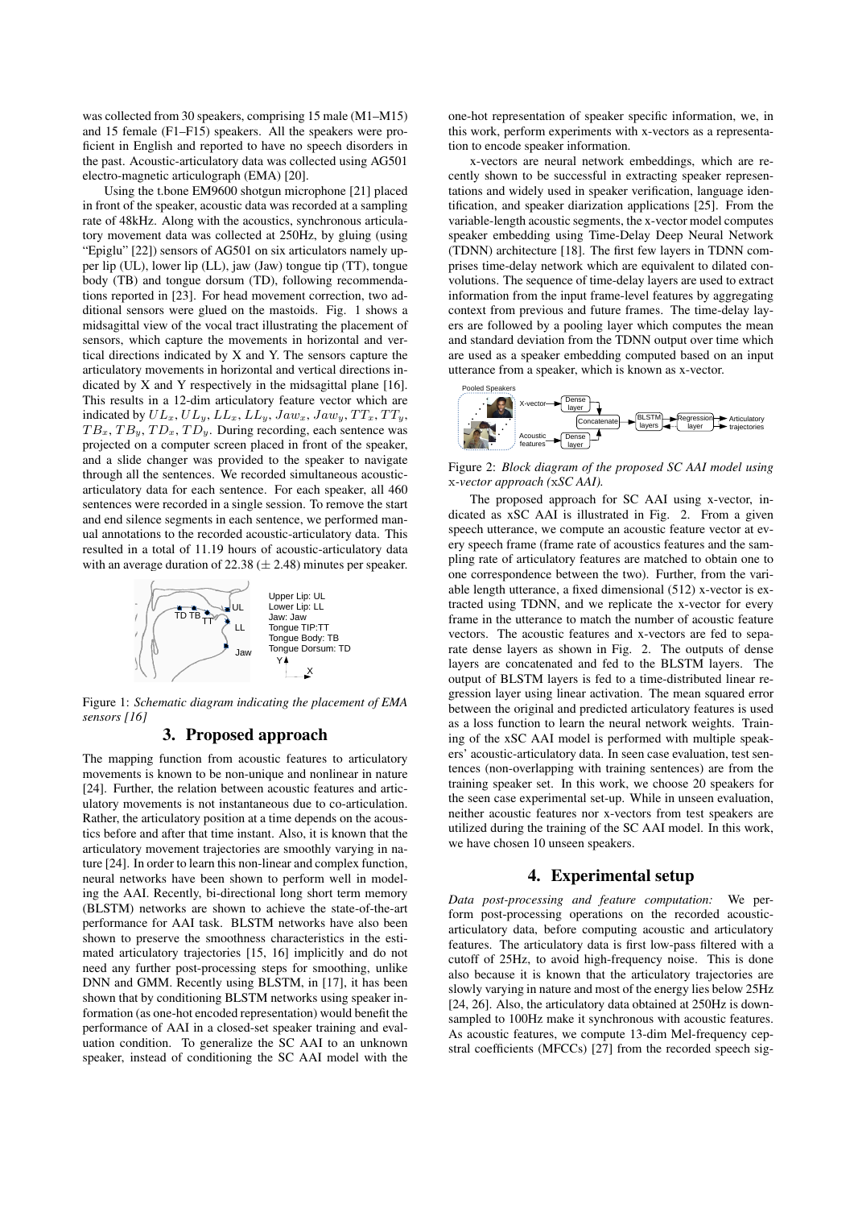was collected from 30 speakers, comprising 15 male (M1–M15) and 15 female (F1–F15) speakers. All the speakers were proficient in English and reported to have no speech disorders in the past. Acoustic-articulatory data was collected using AG501 electro-magnetic articulograph (EMA) [20].

Using the t.bone EM9600 shotgun microphone [21] placed in front of the speaker, acoustic data was recorded at a sampling rate of 48kHz. Along with the acoustics, synchronous articulatory movement data was collected at 250Hz, by gluing (using "Epiglu" [22]) sensors of AG501 on six articulators namely upper lip (UL), lower lip (LL), jaw (Jaw) tongue tip (TT), tongue body (TB) and tongue dorsum (TD), following recommendations reported in [23]. For head movement correction, two additional sensors were glued on the mastoids. Fig. 1 shows a midsagittal view of the vocal tract illustrating the placement of sensors, which capture the movements in horizontal and vertical directions indicated by X and Y. The sensors capture the articulatory movements in horizontal and vertical directions indicated by X and Y respectively in the midsagittal plane [16]. This results in a 12-dim articulatory feature vector which are indicated by $UL_x, UL_y, LL_x, LL_y, Jaw_x, Jaw_y, TT_x, TT_y, TB_x, TB_y, TD_x, TD_y$. During recording, each sentence was projected on a computer screen placed in front of the speaker, and a slide changer was provided to the speaker to navigate through all the sentences. We recorded simultaneous acoustic-articulatory data for each sentence. For each speaker, all 460 sentences were recorded in a single session. To remove the start and end silence segments in each sentence, we performed manual annotations to the recorded acoustic-articulatory data. This resulted in a total of 11.19 hours of acoustic-articulatory data with an average duration of 22.38 ($\pm$ 2.48) minutes per speaker.

Figure 1: *Schematic diagram indicating the placement of EMA sensors [16]*

## 3. Proposed approach

The mapping function from acoustic features to articulatory movements is known to be non-unique and nonlinear in nature [24]. Further, the relation between acoustic features and articulatory movements is not instantaneous due to co-articulation. Rather, the articulatory position at a time depends on the acoustics before and after that time instant. Also, it is known that the articulatory movement trajectories are smoothly varying in nature [24]. In order to learn this non-linear and complex function, neural networks have been shown to perform well in modeling the AAI. Recently, bi-directional long short term memory (BLSTM) networks are shown to achieve the state-of-the-art performance for AAI task. BLSTM networks have also been shown to preserve the smoothness characteristics in the estimated articulatory trajectories [15, 16] implicitly and do not need any further post-processing steps for smoothing, unlike DNN and GMM. Recently using BLSTM, in [17], it has been shown that by conditioning BLSTM networks using speaker information (as one-hot encoded representation) would benefit the performance of AAI in a closed-set speaker training and evaluation condition. To generalize the SC AAI to an unknown speaker, instead of conditioning the SC AAI model with the one-hot representation of speaker specific information, we, in this work, perform experiments with x-vectors as a representation to encode speaker information.

x-vectors are neural network embeddings, which are recently shown to be successful in extracting speaker representations and widely used in speaker verification, language identification, and speaker diarization applications [25]. From the variable-length acoustic segments, the x-vector model computes speaker embedding using Time-Delay Deep Neural Network (TDNN) architecture [18]. The first few layers in TDNN comprises time-delay network which are equivalent to dilated convolutions. The sequence of time-delay layers are used to extract information from the input frame-level features by aggregating context from previous and future frames. The time-delay layers are followed by a pooling layer which computes the mean and standard deviation from the TDNN output over time which are used as a speaker embedding computed based on an input utterance from a speaker, which is known as x-vector.

Figure 2: *Block diagram of the proposed SC AAI model using x-vector approach (xSC AAI).*

The proposed approach for SC AAI using x-vector, indicated as xSC AAI is illustrated in Fig. 2. From a given speech utterance, we compute an acoustic feature vector at every speech frame (frame rate of acoustics features and the sampling rate of articulatory features are matched to obtain one to one correspondence between the two). Further, from the variable length utterance, a fixed dimensional (512) x-vector is extracted using TDNN, and we replicate the x-vector for every frame in the utterance to match the number of acoustic feature vectors. The acoustic features and x-vectors are fed to separate dense layers as shown in Fig. 2. The outputs of dense layers are concatenated and fed to the BLSTM layers. The output of BLSTM layers is fed to a time-distributed linear regression layer using linear activation. The mean squared error between the original and predicted articulatory features is used as a loss function to learn the neural network weights. Training of the xSC AAI model is performed with multiple speakers' acoustic-articulatory data. In seen case evaluation, test sentences (non-overlapping with training sentences) are from the training speaker set. In this work, we choose 20 speakers for the seen case experimental set-up. While in unseen evaluation, neither acoustic features nor x-vectors from test speakers are utilized during the training of the SC AAI model. In this work, we have chosen 10 unseen speakers.

## 4. Experimental setup

*Data post-processing and feature computation:* We perform post-processing operations on the recorded acoustic-articulatory data, before computing acoustic and articulatory features. The articulatory data is first low-pass filtered with a cutoff of 25Hz, to avoid high-frequency noise. This is done also because it is known that the articulatory trajectories are slowly varying in nature and most of the energy lies below 25Hz [24, 26]. Also, the articulatory data obtained at 250Hz is downsampled to 100Hz make it synchronous with acoustic features. As acoustic features, we compute 13-dim Mel-frequency cepstral coefficients (MFCCs) [27] from the recorded speech sig-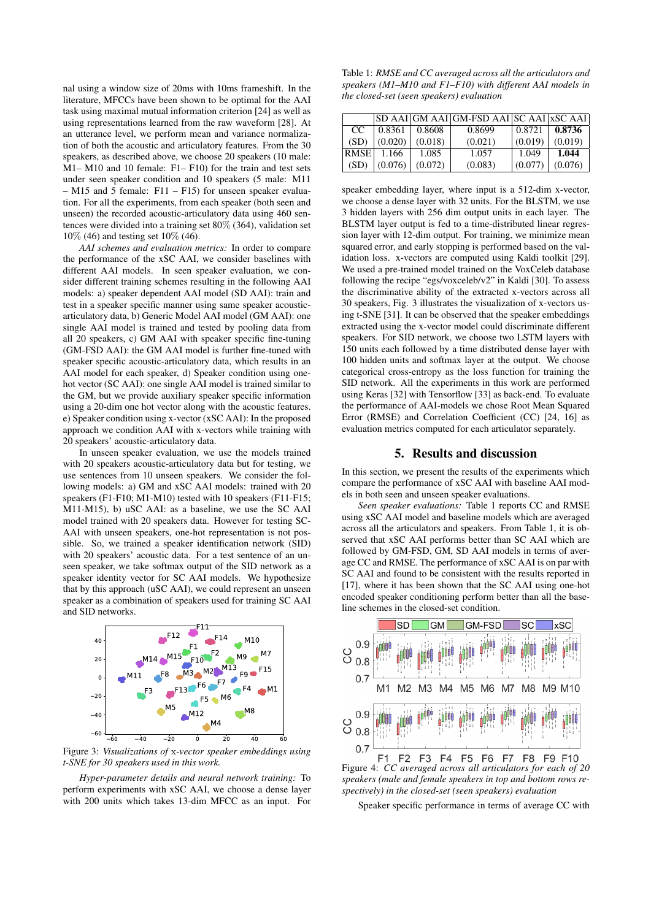nal using a window size of 20ms with 10ms frameshift. In the literature, MFCCs have been shown to be optimal for the AAI task using maximal mutual information criterion [24] as well as using representations learned from the raw waveform [28]. At an utterance level, we perform mean and variance normalization of both the acoustic and articulatory features. From the 30 speakers, as described above, we choose 20 speakers (10 male: M1– M10 and 10 female: F1– F10) for the train and test sets under seen speaker condition and 10 speakers (5 male: M11 – M15 and 5 female: F11 – F15) for unseen speaker evaluation. For all the experiments, from each speaker (both seen and unseen) the recorded acoustic-articulatory data using 460 sentences were divided into a training set 80% (364), validation set 10% (46) and testing set 10% (46).

*AAI schemes and evaluation metrics:* In order to compare the performance of the xSC AAI, we consider baselines with different AAI models. In seen speaker evaluation, we consider different training schemes resulting in the following AAI models: a) speaker dependent AAI model (SD AAI): train and test in a speaker specific manner using same speaker acoustic-articulatory data, b) Generic Model AAI model (GM AAI): one single AAI model is trained and tested by pooling data from all 20 speakers, c) GM AAI with speaker specific fine-tuning (GM-FSD AAI): the GM AAI model is further fine-tuned with speaker specific acoustic-articulatory data, which results in an AAI model for each speaker, d) Speaker condition using one-hot vector (SC AAI): one single AAI model is trained similar to the GM, but we provide auxiliary speaker specific information using a 20-dim one hot vector along with the acoustic features. e) Speaker condition using x-vector (xSC AAI): In the proposed approach we condition AAI with x-vectors while training with 20 speakers' acoustic-articulatory data.

In unseen speaker evaluation, we use the models trained with 20 speakers acoustic-articulatory data but for testing, we use sentences from 10 unseen speakers. We consider the following models: a) GM and xSC AAI models: trained with 20 speakers (F1-F10; M1-M10) tested with 10 speakers (F11-F15; M11-M15), b) uSC AAI: as a baseline, we use the SC AAI model trained with 20 speakers data. However for testing SC-AAI with unseen speakers, one-hot representation is not possible. So, we trained a speaker identification network (SID) with 20 speakers' acoustic data. For a test sentence of an unseen speaker, we take softmax output of the SID network as a speaker identity vector for SC AAI models. We hypothesize that by this approach (uSC AAI), we could represent an unseen speaker as a combination of speakers used for training SC AAI and SID networks.

Figure 3: *Visualizations of* x-vector *speaker embeddings using t-SNE for 30 speakers used in this work.*

*Hyper-parameter details and neural network training:* To perform experiments with xSC AAI, we choose a dense layer with 200 units which takes 13-dim MFCC as an input. For speaker embedding layer, where input is a 512-dim x-vector, we choose a dense layer with 32 units. For the BLSTM, we use 3 hidden layers with 256 dim output units in each layer. The BLSTM layer output is fed to a time-distributed linear regression layer with 12-dim output. For training, we minimize mean squared error, and early stopping is performed based on the validation loss. x-vectors are computed using Kaldi toolkit [29]. We used a pre-trained model trained on the VoxCeleb database following the recipe "egs/voxceleb/v2" in Kaldi [30]. To assess the discriminative ability of the extracted x-vectors across all 30 speakers, Fig. 3 illustrates the visualization of x-vectors using t-SNE [31]. It can be observed that the speaker embeddings extracted using the x-vector model could discriminate different speakers. For SID network, we choose two LSTM layers with 150 units each followed by a time distributed dense layer with 100 hidden units and softmax layer at the output. We choose categorical cross-entropy as the loss function for training the SID network. All the experiments in this work are performed using Keras [32] with Tensorflow [33] as back-end. To evaluate the performance of AAI-models we chose Root Mean Squared Error (RMSE) and Correlation Coefficient (CC) [24, 16] as evaluation metrics computed for each articulator separately.

Table 1: *RMSE and CC averaged across all the articulators and speakers (M1–M10 and F1–F10) with different AAI models in the closed-set (seen speakers) evaluation*

| | SD AAI | GM AAI | GM-FSD AAI | SC AAI | xSC AAI |
|---|---|---|---|---|---|
| CC | 0.8361 | 0.8608 | 0.8699 | 0.8721 | **0.8736** |
| (SD) | (0.020) | (0.018) | (0.021) | (0.019) | (0.019) |
| RMSE | 1.166 | 1.085 | 1.057 | 1.049 | **1.044** |
| (SD) | (0.076) | (0.072) | (0.083) | (0.077) | (0.076) |

## 5. Results and discussion

In this section, we present the results of the experiments which compare the performance of xSC AAI with baseline AAI models in both seen and unseen speaker evaluations.

*Seen speaker evaluations:* Table 1 reports CC and RMSE using xSC AAI model and baseline models which are averaged across all the articulators and speakers. From Table 1, it is observed that xSC AAI performs better than SC AAI which are followed by GM-FSD, GM, SD AAI models in terms of average CC and RMSE. The performance of xSC AAI is on par with SC AAI and found to be consistent with the results reported in [17], where it has been shown that the SC AAI using one-hot encoded speaker conditioning perform better than all the baseline schemes in the closed-set condition.

Figure 4: *CC averaged across all articulators for each of 20 speakers (male and female speakers in top and bottom rows respectively) in the closed-set (seen speakers) evaluation*

Speaker specific performance in terms of average CC with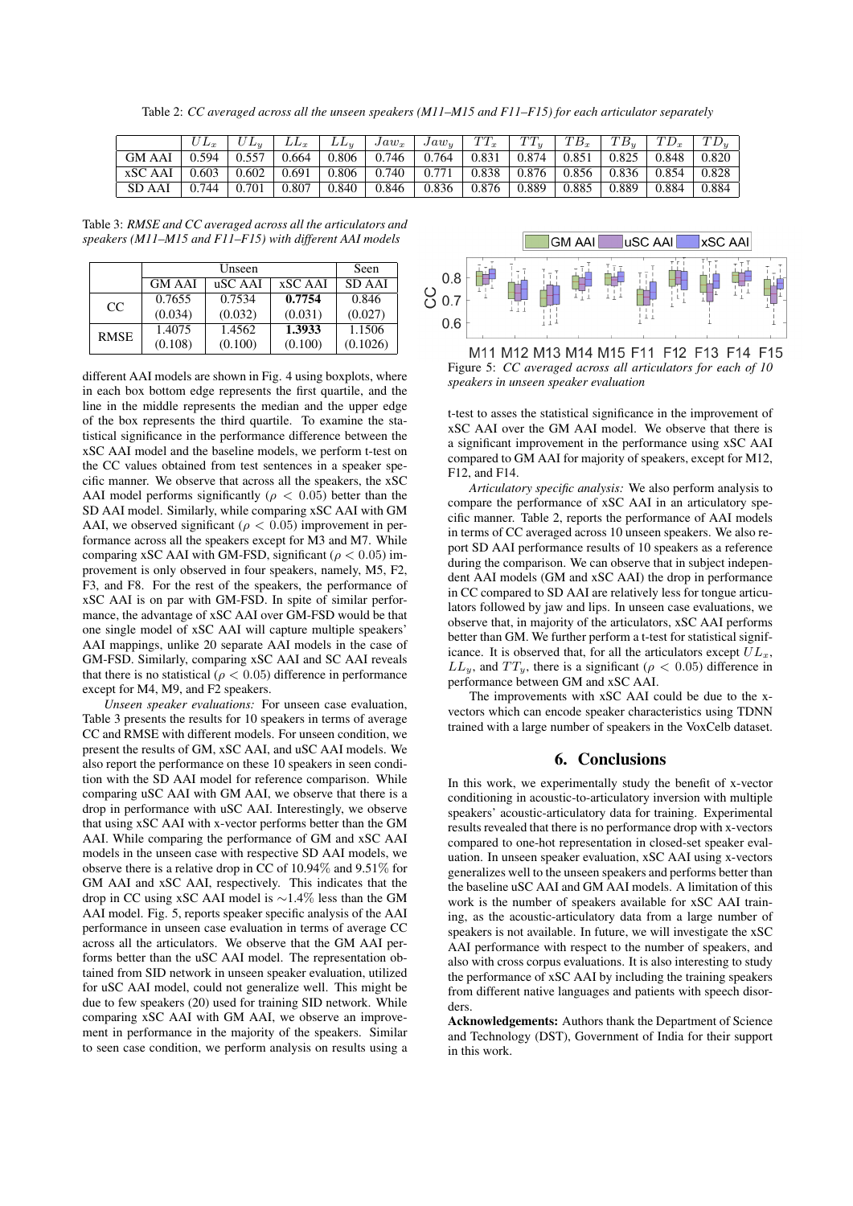Table 2: *CC averaged across all the unseen speakers (M11–M15 and F11–F15) for each articulator separately*

| | $UL_x$ | $UL_y$ | $LL_x$ | $LL_y$ | $Jaw_x$ | $Jaw_y$ | $TT_x$ | $TT_y$ | $TB_x$ | $TB_y$ | $TD_x$ | $TD_y$ |
|---|---|---|---|---|---|---|---|---|---|---|---|---|
| GM AAI | 0.594 | 0.557 | 0.664 | 0.806 | 0.746 | 0.764 | 0.831 | 0.874 | 0.851 | 0.825 | 0.848 | 0.820 |
| xSC AAI | 0.603 | 0.602 | 0.691 | 0.806 | 0.740 | 0.771 | 0.838 | 0.876 | 0.856 | 0.836 | 0.854 | 0.828 |
| SD AAI | 0.744 | 0.701 | 0.807 | 0.840 | 0.846 | 0.836 | 0.876 | 0.889 | 0.885 | 0.889 | 0.884 | 0.884 |

Table 3: *RMSE and CC averaged across all the articulators and speakers (M11–M15 and F11–F15) with different AAI models*

| | Unseen | | | Seen |
|---|---|---|---|---|
| | GM AAI | uSC AAI | xSC AAI | SD AAI |
| CC | 0.7655 (0.034) | 0.7534 (0.032) | **0.7754** (0.031) | 0.846 (0.027) |
| RMSE | 1.4075 (0.108) | 1.4562 (0.100) | **1.3933** (0.100) | 1.1506 (0.1026) |

different AAI models are shown in Fig. 4 using boxplots, where in each box bottom edge represents the first quartile, and the line in the middle represents the median and the upper edge of the box represents the third quartile. To examine the statistical significance in the performance difference between the xSC AAI model and the baseline models, we perform t-test on the CC values obtained from test sentences in a speaker specific manner. We observe that across all the speakers, the xSC AAI model performs significantly ($\rho < 0.05$) better than the SD AAI model. Similarly, while comparing xSC AAI with GM AAI, we observed significant ($\rho < 0.05$) improvement in performance across all the speakers except for M3 and M7. While comparing xSC AAI with GM-FSD, significant ($\rho < 0.05$) improvement is only observed in four speakers, namely, M5, F2, F3, and F8. For the rest of the speakers, the performance of xSC AAI is on par with GM-FSD. In spite of similar performance, the advantage of xSC AAI over GM-FSD would be that one single model of xSC AAI will capture multiple speakers' AAI mappings, unlike 20 separate AAI models in the case of GM-FSD. Similarly, comparing xSC AAI and SC AAI reveals that there is no statistical ($\rho < 0.05$) difference in performance except for M4, M9, and F2 speakers.

*Unseen speaker evaluations:* For unseen case evaluation, Table 3 presents the results for 10 speakers in terms of average CC and RMSE with different models. For unseen condition, we present the results of GM, xSC AAI, and uSC AAI models. We also report the performance on these 10 speakers in seen condition with the SD AAI model for reference comparison. While comparing uSC AAI with GM AAI, we observe that there is a drop in performance with uSC AAI. Interestingly, we observe that using xSC AAI with x-vector performs better than the GM AAI. While comparing the performance of GM and xSC AAI models in the unseen case with respective SD AAI models, we observe there is a relative drop in CC of 10.94% and 9.51% for GM AAI and xSC AAI, respectively. This indicates that the drop in CC using xSC AAI model is ∼1.4% less than the GM AAI model. Fig. 5, reports speaker specific analysis of the AAI performance in unseen case evaluation in terms of average CC across all the articulators. We observe that the GM AAI performs better than the uSC AAI model. The representation obtained from SID network in unseen speaker evaluation, utilized for uSC AAI model, could not generalize well. This might be due to few speakers (20) used for training SID network. While comparing xSC AAI with GM AAI, we observe an improvement in performance in the majority of the speakers. Similar to seen case condition, we perform analysis on results using a

Figure 5: *CC averaged across all articulators for each of 10 speakers in unseen speaker evaluation*

t-test to asses the statistical significance in the improvement of xSC AAI over the GM AAI model. We observe that there is a significant improvement in the performance using xSC AAI compared to GM AAI for majority of speakers, except for M12, F12, and F14.

*Articulatory specific analysis:* We also perform analysis to compare the performance of xSC AAI in an articulatory specific manner. Table 2, reports the performance of AAI models in terms of CC averaged across 10 unseen speakers. We also report SD AAI performance results of 10 speakers as a reference during the comparison. We can observe that in subject independent AAI models (GM and xSC AAI) the drop in performance in CC compared to SD AAI are relatively less for tongue articulators followed by jaw and lips. In unseen case evaluations, we observe that, in majority of the articulators, xSC AAI performs better than GM. We further perform a t-test for statistical significance. It is observed that, for all the articulators except $UL_x$, $LL_y$, and $TT_y$, there is a significant ($\rho < 0.05$) difference in performance between GM and xSC AAI.

The improvements with xSC AAI could be due to the x-vectors which can encode speaker characteristics using TDNN trained with a large number of speakers in the VoxCelb dataset.

## 6. Conclusions

In this work, we experimentally study the benefit of x-vector conditioning in acoustic-to-articulatory inversion with multiple speakers' acoustic-articulatory data for training. Experimental results revealed that there is no performance drop with x-vectors compared to one-hot representation in closed-set speaker evaluation. In unseen speaker evaluation, xSC AAI using x-vectors generalizes well to the unseen speakers and performs better than the baseline uSC AAI and GM AAI models. A limitation of this work is the number of speakers available for xSC AAI training, as the acoustic-articulatory data from a large number of speakers is not available. In future, we will investigate the xSC AAI performance with respect to the number of speakers, and also with cross corpus evaluations. It is also interesting to study the performance of xSC AAI by including the training speakers from different native languages and patients with speech disorders.

**Acknowledgements:** Authors thank the Department of Science and Technology (DST), Government of India for their support in this work.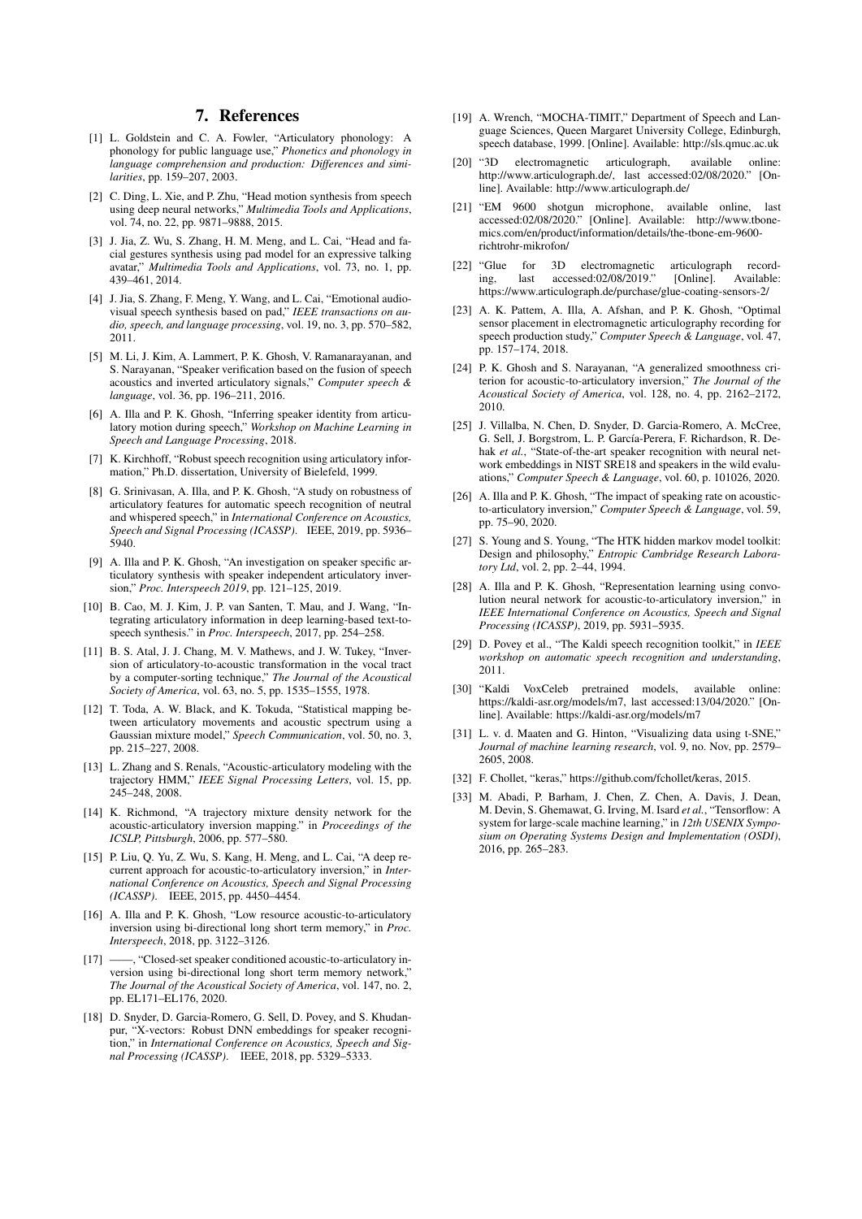# 7. References

[1] L. Goldstein and C. A. Fowler, "Articulatory phonology: A phonology for public language use," *Phonetics and phonology in language comprehension and production: Differences and similarities*, pp. 159–207, 2003.

[2] C. Ding, L. Xie, and P. Zhu, "Head motion synthesis from speech using deep neural networks," *Multimedia Tools and Applications*, vol. 74, no. 22, pp. 9871–9888, 2015.

[3] J. Jia, Z. Wu, S. Zhang, H. M. Meng, and L. Cai, "Head and facial gestures synthesis using pad model for an expressive talking avatar," *Multimedia Tools and Applications*, vol. 73, no. 1, pp. 439–461, 2014.

[4] J. Jia, S. Zhang, F. Meng, Y. Wang, and L. Cai, "Emotional audio-visual speech synthesis based on pad," *IEEE transactions on audio, speech, and language processing*, vol. 19, no. 3, pp. 570–582, 2011.

[5] M. Li, J. Kim, A. Lammert, P. K. Ghosh, V. Ramanarayanan, and S. Narayanan, "Speaker verification based on the fusion of speech acoustics and inverted articulatory signals," *Computer speech & language*, vol. 36, pp. 196–211, 2016.

[6] A. Illa and P. K. Ghosh, "Inferring speaker identity from articulatory motion during speech," *Workshop on Machine Learning in Speech and Language Processing*, 2018.

[7] K. Kirchhoff, "Robust speech recognition using articulatory information," Ph.D. dissertation, University of Bielefeld, 1999.

[8] G. Srinivasan, A. Illa, and P. K. Ghosh, "A study on robustness of articulatory features for automatic speech recognition of neutral and whispered speech," in *International Conference on Acoustics, Speech and Signal Processing (ICASSP)*. IEEE, 2019, pp. 5936–5940.

[9] A. Illa and P. K. Ghosh, "An investigation on speaker specific articulatory synthesis with speaker independent articulatory inversion," *Proc. Interspeech 2019*, pp. 121–125, 2019.

[10] B. Cao, M. J. Kim, J. P. van Santen, T. Mau, and J. Wang, "Integrating articulatory information in deep learning-based text-to-speech synthesis." in *Proc. Interspeech*, 2017, pp. 254–258.

[11] B. S. Atal, J. J. Chang, M. V. Mathews, and J. W. Tukey, "Inversion of articulatory-to-acoustic transformation in the vocal tract by a computer-sorting technique," *The Journal of the Acoustical Society of America*, vol. 63, no. 5, pp. 1535–1555, 1978.

[12] T. Toda, A. W. Black, and K. Tokuda, "Statistical mapping between articulatory movements and acoustic spectrum using a Gaussian mixture model," *Speech Communication*, vol. 50, no. 3, pp. 215–227, 2008.

[13] L. Zhang and S. Renals, "Acoustic-articulatory modeling with the trajectory HMM," *IEEE Signal Processing Letters*, vol. 15, pp. 245–248, 2008.

[14] K. Richmond, "A trajectory mixture density network for the acoustic-articulatory inversion mapping." in *Proceedings of the ICSLP, Pittsburgh*, 2006, pp. 577–580.

[15] P. Liu, Q. Yu, Z. Wu, S. Kang, H. Meng, and L. Cai, "A deep recurrent approach for acoustic-to-articulatory inversion," in *International Conference on Acoustics, Speech and Signal Processing (ICASSP)*. IEEE, 2015, pp. 4450–4454.

[16] A. Illa and P. K. Ghosh, "Low resource acoustic-to-articulatory inversion using bi-directional long short term memory," in *Proc. Interspeech*, 2018, pp. 3122–3126.

[17] ——, "Closed-set speaker conditioned acoustic-to-articulatory inversion using bi-directional long short term memory network," *The Journal of the Acoustical Society of America*, vol. 147, no. 2, pp. EL171–EL176, 2020.

[18] D. Snyder, D. Garcia-Romero, G. Sell, D. Povey, and S. Khudanpur, "X-vectors: Robust DNN embeddings for speaker recognition," in *International Conference on Acoustics, Speech and Signal Processing (ICASSP)*. IEEE, 2018, pp. 5329–5333.

[19] A. Wrench, "MOCHA-TIMIT," Department of Speech and Language Sciences, Queen Margaret University College, Edinburgh, speech database, 1999. [Online]. Available: http://sls.qmuc.ac.uk

[20] "3D electromagnetic articulograph, available online: http://www.articulograph.de/, last accessed:02/08/2020." [Online]. Available: http://www.articulograph.de/

[21] "EM 9600 shotgun microphone, available online, last accessed:02/08/2020." [Online]. Available: http://www.tbone-mics.com/en/product/information/details/the-tbone-em-9600-richtrohr-mikrofon/

[22] "Glue for 3D electromagnetic articulograph recording, last accessed:02/08/2019." [Online]. Available: https://www.articulograph.de/purchase/glue-coating-sensors-2/

[23] A. K. Pattem, A. Illa, A. Afshan, and P. K. Ghosh, "Optimal sensor placement in electromagnetic articulography recording for speech production study," *Computer Speech & Language*, vol. 47, pp. 157–174, 2018.

[24] P. K. Ghosh and S. Narayanan, "A generalized smoothness criterion for acoustic-to-articulatory inversion," *The Journal of the Acoustical Society of America*, vol. 128, no. 4, pp. 2162–2172, 2010.

[25] J. Villalba, N. Chen, D. Snyder, D. Garcia-Romero, A. McCree, G. Sell, J. Borgstrom, L. P. García-Perera, F. Richardson, R. Dehak *et al.*, "State-of-the-art speaker recognition with neural network embeddings in NIST SRE18 and speakers in the wild evaluations," *Computer Speech & Language*, vol. 60, p. 101026, 2020.

[26] A. Illa and P. K. Ghosh, "The impact of speaking rate on acoustic-to-articulatory inversion," *Computer Speech & Language*, vol. 59, pp. 75–90, 2020.

[27] S. Young and S. Young, "The HTK hidden markov model toolkit: Design and philosophy," *Entropic Cambridge Research Laboratory Ltd*, vol. 2, pp. 2–44, 1994.

[28] A. Illa and P. K. Ghosh, "Representation learning using convolution neural network for acoustic-to-articulatory inversion," in *IEEE International Conference on Acoustics, Speech and Signal Processing (ICASSP)*, 2019, pp. 5931–5935.

[29] D. Povey et al., "The Kaldi speech recognition toolkit," in *IEEE workshop on automatic speech recognition and understanding*, 2011.

[30] "Kaldi VoxCeleb pretrained models, available online: https://kaldi-asr.org/models/m7, last accessed:13/04/2020." [Online]. Available: https://kaldi-asr.org/models/m7

[31] L. v. d. Maaten and G. Hinton, "Visualizing data using t-SNE," *Journal of machine learning research*, vol. 9, no. Nov, pp. 2579–2605, 2008.

[32] F. Chollet, "keras," https://github.com/fchollet/keras, 2015.

[33] M. Abadi, P. Barham, J. Chen, Z. Chen, A. Davis, J. Dean, M. Devin, S. Ghemawat, G. Irving, M. Isard *et al.*, "Tensorflow: A system for large-scale machine learning," in *12th USENIX Symposium on Operating Systems Design and Implementation (OSDI)*, 2016, pp. 265–283.